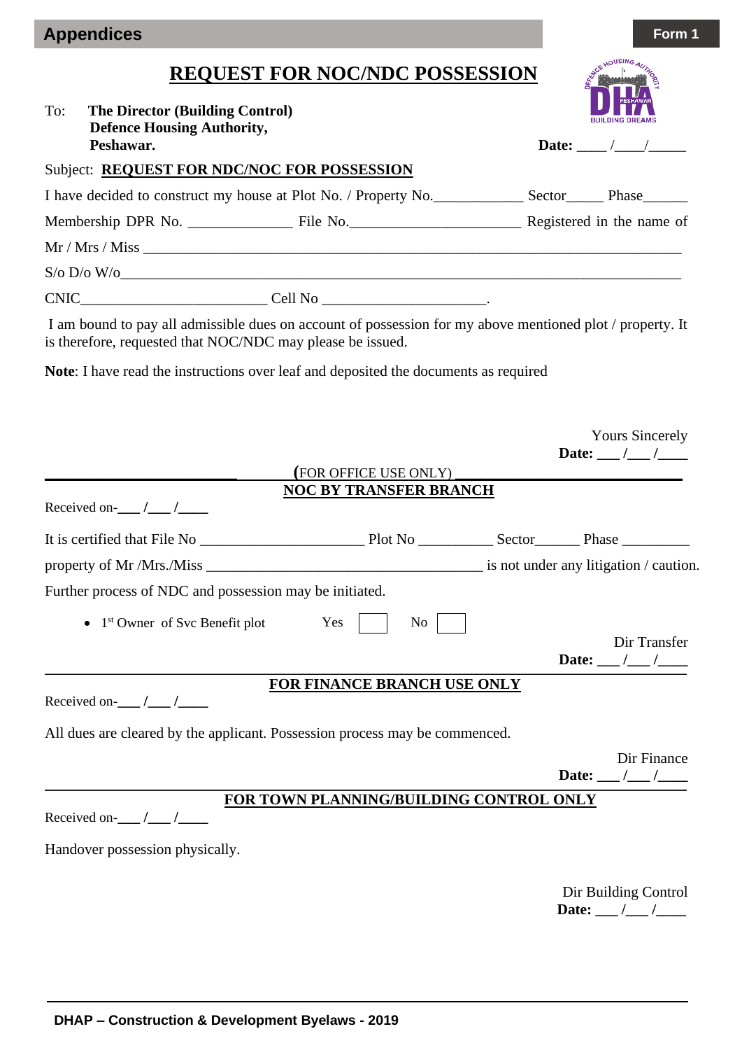Appendices | **Form 1**

# REQUEST FOR NOC/NDC POSSESSION

To: **The Director (Building Control)**
**Defence Housing Authority,**
**Peshawar.**

**Date:** ____ /____/_____

Subject: **REQUEST FOR NDC/NOC FOR POSSESSION**

I have decided to construct my house at Plot No. / Property No.____________ Sector_____ Phase______

Membership DPR No. ______________ File No.______________________ Registered in the name of

Mr / Mrs / Miss ___________________________________________________________________________

S/o D/o W/o______________________________________________________________________________

CNIC_________________________ Cell No ______________________.

I am bound to pay all admissible dues on account of possession for my above mentioned plot / property. It is therefore, requested that NOC/NDC may please be issued.

**Note**: I have read the instructions over leaf and deposited the documents as required

Yours Sincerely
**Date:** ___ /___ /____

(FOR OFFICE USE ONLY)

## NOC BY TRANSFER BRANCH

Received on-___ /___ /____

It is certified that File No ______________________ Plot No __________ Sector______ Phase _________

property of Mr /Mrs./Miss ____________________________________ is not under any litigation / caution.

Further process of NDC and possession may be initiated.

- 1st Owner of Svc Benefit plot Yes ☐ No ☐

Dir Transfer
**Date:** ___ /___ /____

## FOR FINANCE BRANCH USE ONLY

Received on-___ /___ /____

All dues are cleared by the applicant. Possession process may be commenced.

Dir Finance
**Date:** ___ /___ /____

## FOR TOWN PLANNING/BUILDING CONTROL ONLY

Received on-___ /___ /____

Handover possession physically.

Dir Building Control
**Date:** ___ /___ /____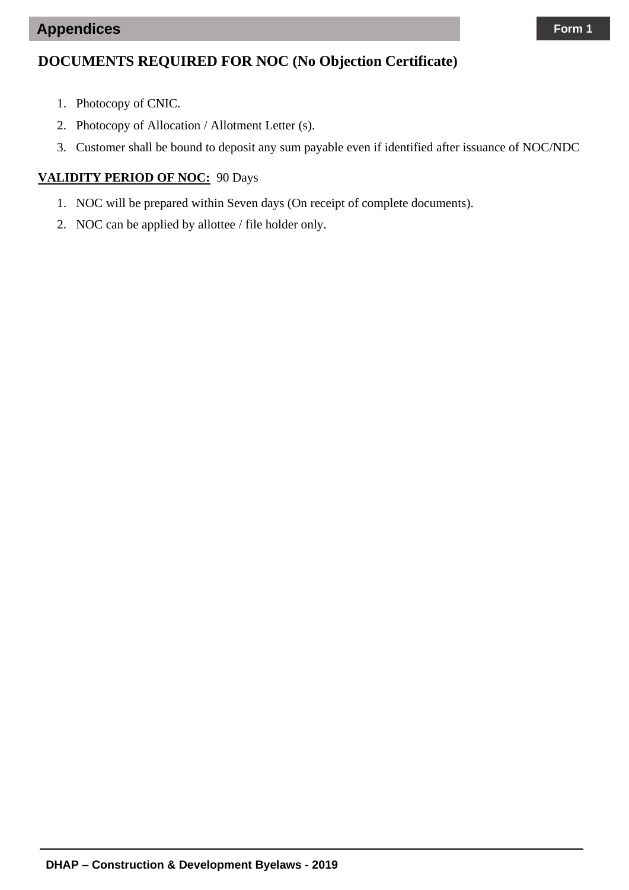## Appendices

**Form 1**

# DOCUMENTS REQUIRED FOR NOC (No Objection Certificate)

1. Photocopy of CNIC.
2. Photocopy of Allocation / Allotment Letter (s).
3. Customer shall be bound to deposit any sum payable even if identified after issuance of NOC/NDC

**VALIDITY PERIOD OF NOC:** 90 Days

1. NOC will be prepared within Seven days (On receipt of complete documents).
2. NOC can be applied by allottee / file holder only.